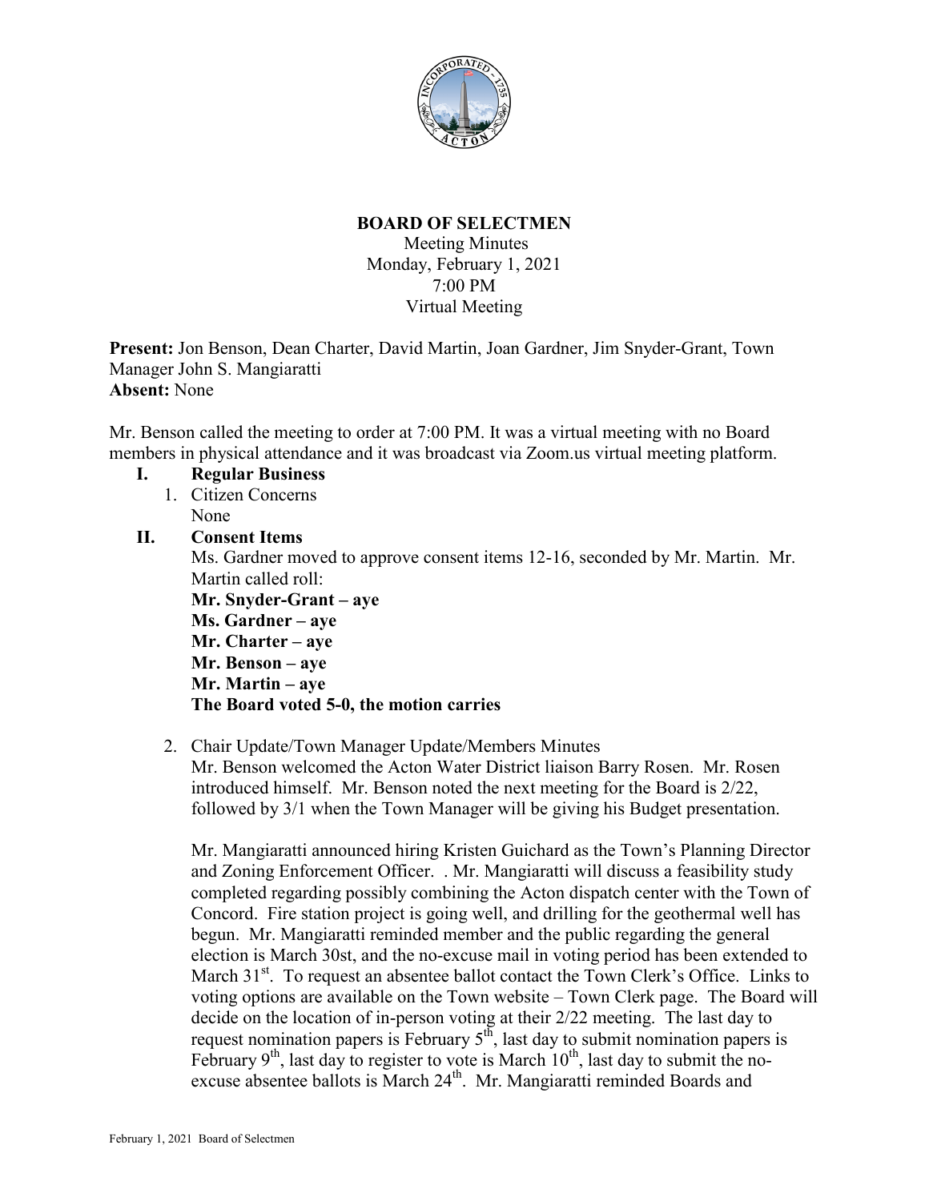# BOARD OF SELECTMEN

Meeting Minutes
Monday, February 1, 2021
7:00 PM
Virtual Meeting

**Present:** Jon Benson, Dean Charter, David Martin, Joan Gardner, Jim Snyder-Grant, Town Manager John S. Mangiaratti
**Absent:** None

Mr. Benson called the meeting to order at 7:00 PM. It was a virtual meeting with no Board members in physical attendance and it was broadcast via Zoom.us virtual meeting platform.

## I. Regular Business

1. Citizen Concerns
   None

## II. Consent Items

Ms. Gardner moved to approve consent items 12-16, seconded by Mr. Martin. Mr. Martin called roll:
**Mr. Snyder-Grant – aye**
**Ms. Gardner – aye**
**Mr. Charter – aye**
**Mr. Benson – aye**
**Mr. Martin – aye**
**The Board voted 5-0, the motion carries**

2. Chair Update/Town Manager Update/Members Minutes
   Mr. Benson welcomed the Acton Water District liaison Barry Rosen. Mr. Rosen introduced himself. Mr. Benson noted the next meeting for the Board is 2/22, followed by 3/1 when the Town Manager will be giving his Budget presentation.

   Mr. Mangiaratti announced hiring Kristen Guichard as the Town's Planning Director and Zoning Enforcement Officer. . Mr. Mangiaratti will discuss a feasibility study completed regarding possibly combining the Acton dispatch center with the Town of Concord. Fire station project is going well, and drilling for the geothermal well has begun. Mr. Mangiaratti reminded member and the public regarding the general election is March 30st, and the no-excuse mail in voting period has been extended to March 31st. To request an absentee ballot contact the Town Clerk's Office. Links to voting options are available on the Town website – Town Clerk page. The Board will decide on the location of in-person voting at their 2/22 meeting. The last day to request nomination papers is February 5th, last day to submit nomination papers is February 9th, last day to register to vote is March 10th, last day to submit the no-excuse absentee ballots is March 24th. Mr. Mangiaratti reminded Boards and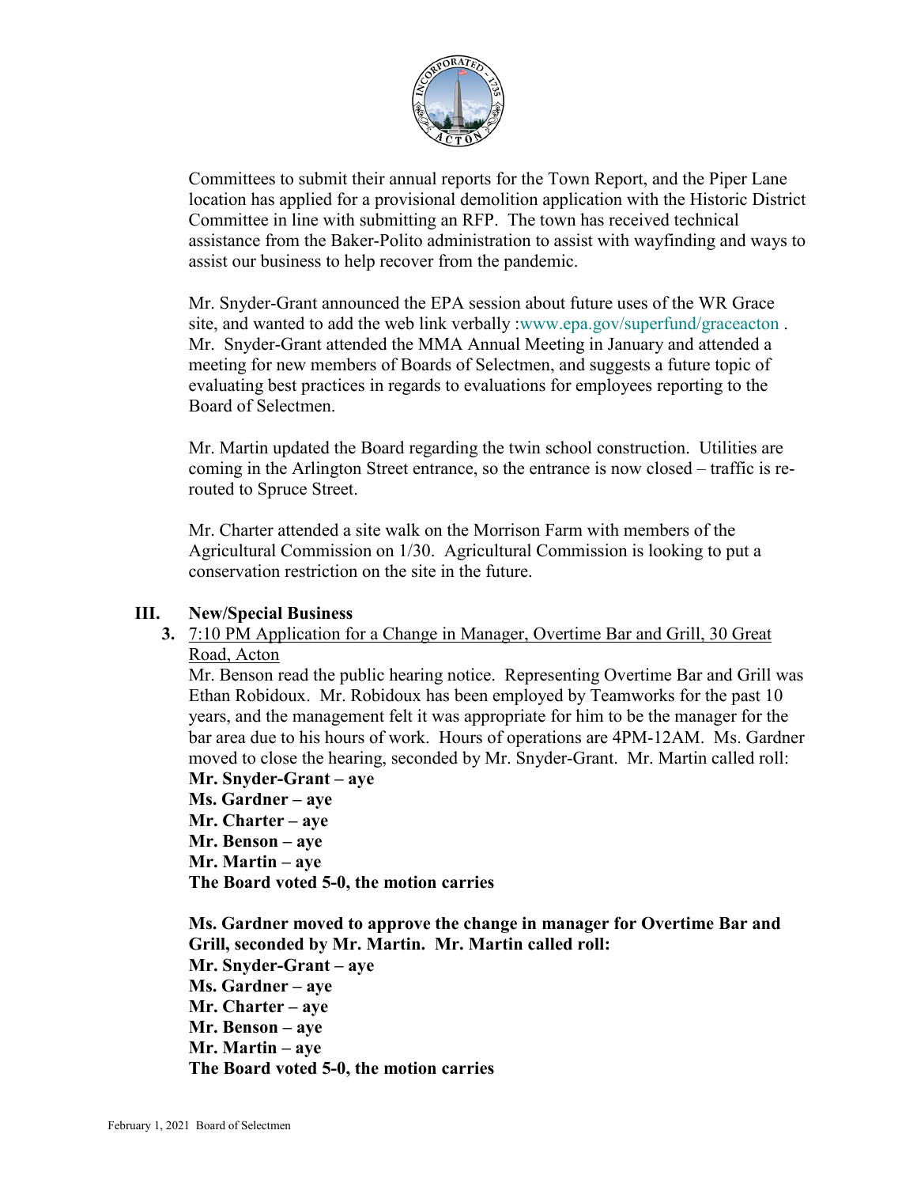Committees to submit their annual reports for the Town Report, and the Piper Lane location has applied for a provisional demolition application with the Historic District Committee in line with submitting an RFP. The town has received technical assistance from the Baker-Polito administration to assist with wayfinding and ways to assist our business to help recover from the pandemic.

Mr. Snyder-Grant announced the EPA session about future uses of the WR Grace site, and wanted to add the web link verbally :www.epa.gov/superfund/graceacton . Mr. Snyder-Grant attended the MMA Annual Meeting in January and attended a meeting for new members of Boards of Selectmen, and suggests a future topic of evaluating best practices in regards to evaluations for employees reporting to the Board of Selectmen.

Mr. Martin updated the Board regarding the twin school construction. Utilities are coming in the Arlington Street entrance, so the entrance is now closed – traffic is re-routed to Spruce Street.

Mr. Charter attended a site walk on the Morrison Farm with members of the Agricultural Commission on 1/30. Agricultural Commission is looking to put a conservation restriction on the site in the future.

## III. New/Special Business

**3.** <u>7:10 PM Application for a Change in Manager, Overtime Bar and Grill, 30 Great Road, Acton</u>

Mr. Benson read the public hearing notice. Representing Overtime Bar and Grill was Ethan Robidoux. Mr. Robidoux has been employed by Teamworks for the past 10 years, and the management felt it was appropriate for him to be the manager for the bar area due to his hours of work. Hours of operations are 4PM-12AM. Ms. Gardner moved to close the hearing, seconded by Mr. Snyder-Grant. Mr. Martin called roll:
**Mr. Snyder-Grant – aye**
**Ms. Gardner – aye**
**Mr. Charter – aye**
**Mr. Benson – aye**
**Mr. Martin – aye**
**The Board voted 5-0, the motion carries**

**Ms. Gardner moved to approve the change in manager for Overtime Bar and Grill, seconded by Mr. Martin. Mr. Martin called roll:**
**Mr. Snyder-Grant – aye**
**Ms. Gardner – aye**
**Mr. Charter – aye**
**Mr. Benson – aye**
**Mr. Martin – aye**
**The Board voted 5-0, the motion carries**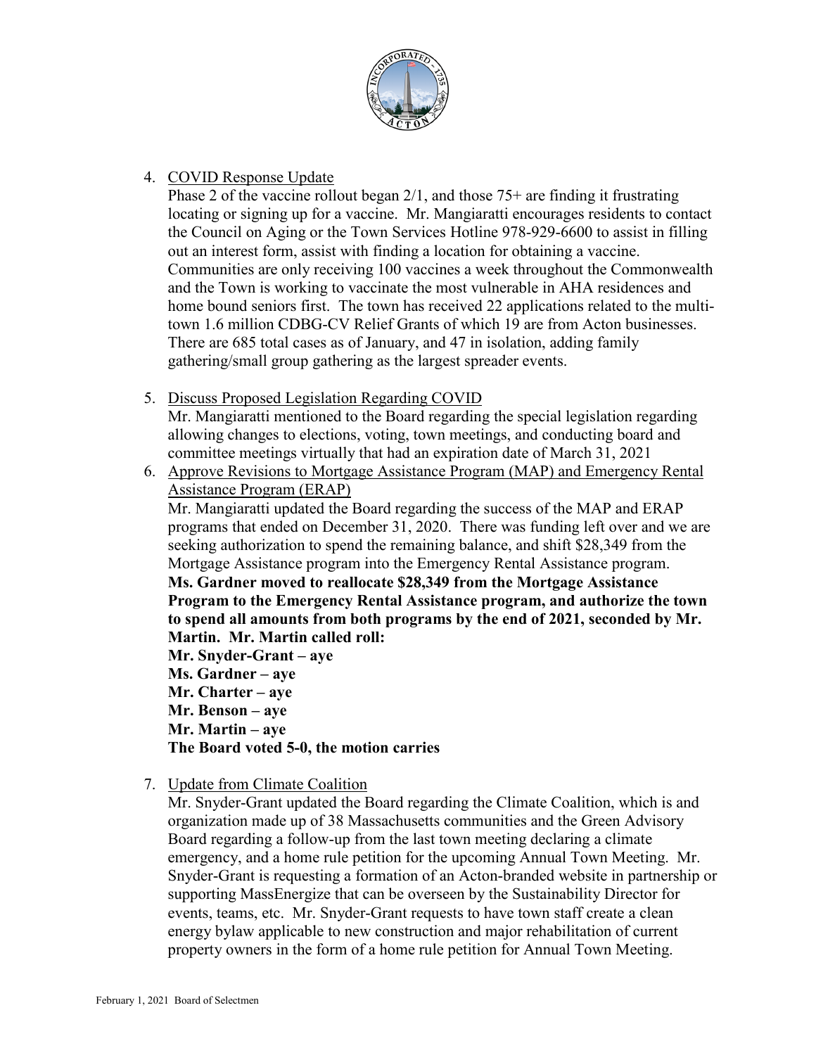4. COVID Response Update

   Phase 2 of the vaccine rollout began 2/1, and those 75+ are finding it frustrating locating or signing up for a vaccine. Mr. Mangiaratti encourages residents to contact the Council on Aging or the Town Services Hotline 978-929-6600 to assist in filling out an interest form, assist with finding a location for obtaining a vaccine. Communities are only receiving 100 vaccines a week throughout the Commonwealth and the Town is working to vaccinate the most vulnerable in AHA residences and home bound seniors first. The town has received 22 applications related to the multi-town 1.6 million CDBG-CV Relief Grants of which 19 are from Acton businesses. There are 685 total cases as of January, and 47 in isolation, adding family gathering/small group gathering as the largest spreader events.

5. Discuss Proposed Legislation Regarding COVID

   Mr. Mangiaratti mentioned to the Board regarding the special legislation regarding allowing changes to elections, voting, town meetings, and conducting board and committee meetings virtually that had an expiration date of March 31, 2021

6. Approve Revisions to Mortgage Assistance Program (MAP) and Emergency Rental Assistance Program (ERAP)

   Mr. Mangiaratti updated the Board regarding the success of the MAP and ERAP programs that ended on December 31, 2020. There was funding left over and we are seeking authorization to spend the remaining balance, and shift $28,349 from the Mortgage Assistance program into the Emergency Rental Assistance program.

   **Ms. Gardner moved to reallocate $28,349 from the Mortgage Assistance Program to the Emergency Rental Assistance program, and authorize the town to spend all amounts from both programs by the end of 2021, seconded by Mr. Martin. Mr. Martin called roll:**
   **Mr. Snyder-Grant – aye**
   **Ms. Gardner – aye**
   **Mr. Charter – aye**
   **Mr. Benson – aye**
   **Mr. Martin – aye**
   **The Board voted 5-0, the motion carries**

7. Update from Climate Coalition

   Mr. Snyder-Grant updated the Board regarding the Climate Coalition, which is and organization made up of 38 Massachusetts communities and the Green Advisory Board regarding a follow-up from the last town meeting declaring a climate emergency, and a home rule petition for the upcoming Annual Town Meeting. Mr. Snyder-Grant is requesting a formation of an Acton-branded website in partnership or supporting MassEnergize that can be overseen by the Sustainability Director for events, teams, etc. Mr. Snyder-Grant requests to have town staff create a clean energy bylaw applicable to new construction and major rehabilitation of current property owners in the form of a home rule petition for Annual Town Meeting.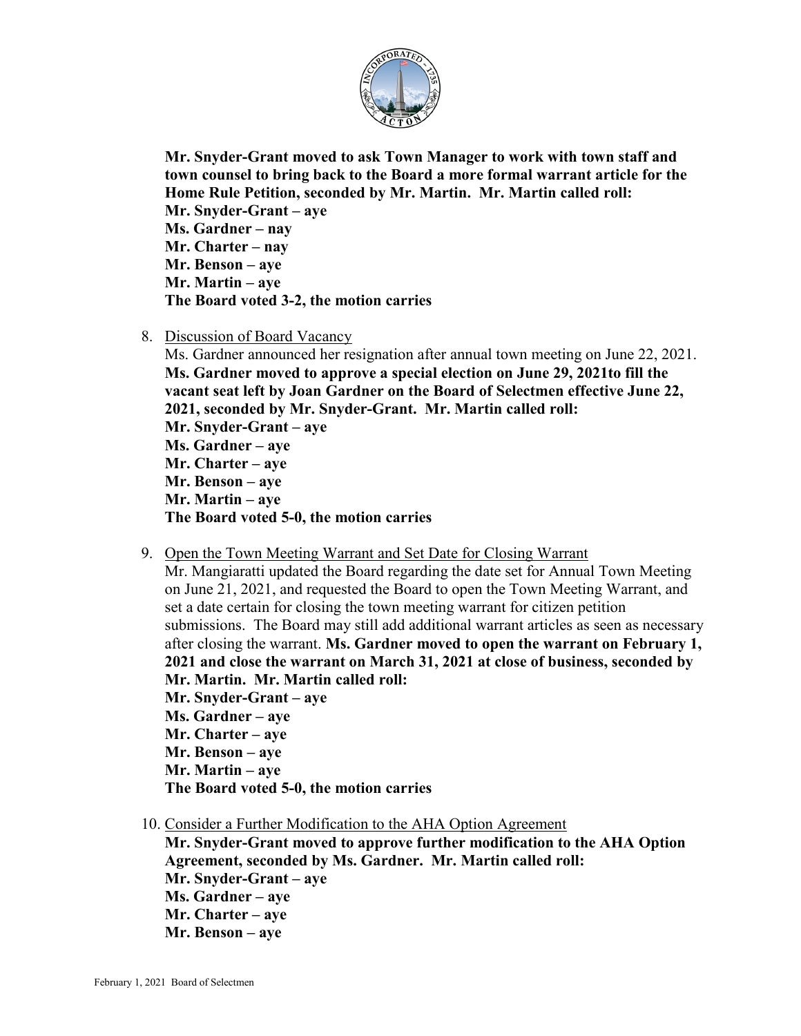**Mr. Snyder-Grant moved to ask Town Manager to work with town staff and town counsel to bring back to the Board a more formal warrant article for the Home Rule Petition, seconded by Mr. Martin. Mr. Martin called roll:**
**Mr. Snyder-Grant – aye**
**Ms. Gardner – nay**
**Mr. Charter – nay**
**Mr. Benson – aye**
**Mr. Martin – aye**
**The Board voted 3-2, the motion carries**

8. Discussion of Board Vacancy

   Ms. Gardner announced her resignation after annual town meeting on June 22, 2021. **Ms. Gardner moved to approve a special election on June 29, 2021to fill the vacant seat left by Joan Gardner on the Board of Selectmen effective June 22, 2021, seconded by Mr. Snyder-Grant. Mr. Martin called roll:**
   **Mr. Snyder-Grant – aye**
   **Ms. Gardner – aye**
   **Mr. Charter – aye**
   **Mr. Benson – aye**
   **Mr. Martin – aye**
   **The Board voted 5-0, the motion carries**

9. Open the Town Meeting Warrant and Set Date for Closing Warrant

   Mr. Mangiaratti updated the Board regarding the date set for Annual Town Meeting on June 21, 2021, and requested the Board to open the Town Meeting Warrant, and set a date certain for closing the town meeting warrant for citizen petition submissions. The Board may still add additional warrant articles as seen as necessary after closing the warrant. **Ms. Gardner moved to open the warrant on February 1, 2021 and close the warrant on March 31, 2021 at close of business, seconded by Mr. Martin. Mr. Martin called roll:**
   **Mr. Snyder-Grant – aye**
   **Ms. Gardner – aye**
   **Mr. Charter – aye**
   **Mr. Benson – aye**
   **Mr. Martin – aye**
   **The Board voted 5-0, the motion carries**

10. Consider a Further Modification to the AHA Option Agreement

    **Mr. Snyder-Grant moved to approve further modification to the AHA Option Agreement, seconded by Ms. Gardner. Mr. Martin called roll:**
    **Mr. Snyder-Grant – aye**
    **Ms. Gardner – aye**
    **Mr. Charter – aye**
    **Mr. Benson – aye**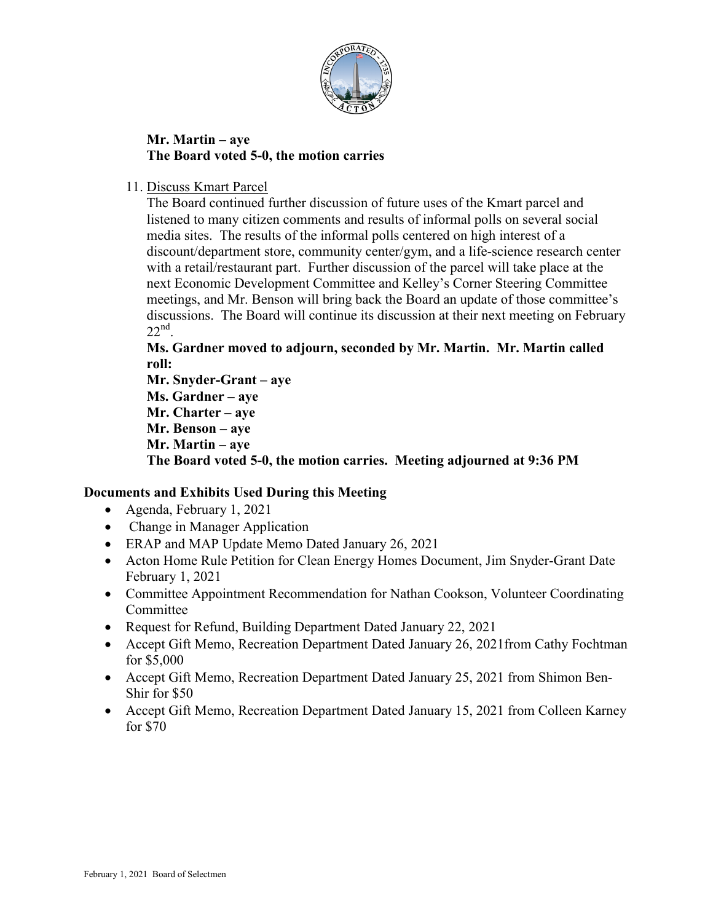**Mr. Martin – aye**
**The Board voted 5-0, the motion carries**

11. Discuss Kmart Parcel
    The Board continued further discussion of future uses of the Kmart parcel and listened to many citizen comments and results of informal polls on several social media sites. The results of the informal polls centered on high interest of a discount/department store, community center/gym, and a life-science research center with a retail/restaurant part. Further discussion of the parcel will take place at the next Economic Development Committee and Kelley's Corner Steering Committee meetings, and Mr. Benson will bring back the Board an update of those committee's discussions. The Board will continue its discussion at their next meeting on February 22nd.
    **Ms. Gardner moved to adjourn, seconded by Mr. Martin. Mr. Martin called roll:**
    **Mr. Snyder-Grant – aye**
    **Ms. Gardner – aye**
    **Mr. Charter – aye**
    **Mr. Benson – aye**
    **Mr. Martin – aye**
    **The Board voted 5-0, the motion carries. Meeting adjourned at 9:36 PM**

**Documents and Exhibits Used During this Meeting**

- Agenda, February 1, 2021
- Change in Manager Application
- ERAP and MAP Update Memo Dated January 26, 2021
- Acton Home Rule Petition for Clean Energy Homes Document, Jim Snyder-Grant Date February 1, 2021
- Committee Appointment Recommendation for Nathan Cookson, Volunteer Coordinating Committee
- Request for Refund, Building Department Dated January 22, 2021
- Accept Gift Memo, Recreation Department Dated January 26, 2021from Cathy Fochtman for $5,000
- Accept Gift Memo, Recreation Department Dated January 25, 2021 from Shimon Ben-Shir for $50
- Accept Gift Memo, Recreation Department Dated January 15, 2021 from Colleen Karney for $70